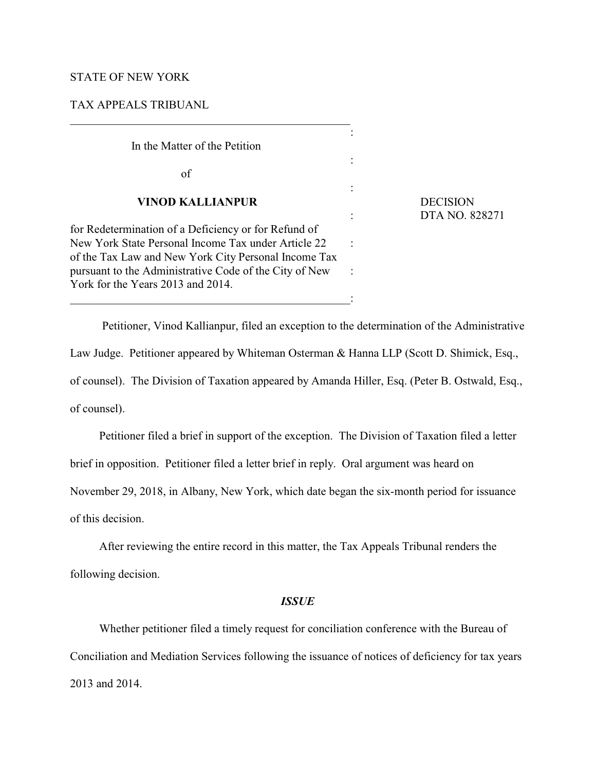STATE OF NEW YORK

TAX APPEALS TRIBUANL

---

In the Matter of the Petition

of

**VINOD KALLIANPUR**

for Redetermination of a Deficiency or for Refund of New York State Personal Income Tax under Article 22 of the Tax Law and New York City Personal Income Tax pursuant to the Administrative Code of the City of New York for the Years 2013 and 2014.

DECISION
DTA NO. 828271

---

Petitioner, Vinod Kallianpur, filed an exception to the determination of the Administrative Law Judge. Petitioner appeared by Whiteman Osterman & Hanna LLP (Scott D. Shimick, Esq., of counsel). The Division of Taxation appeared by Amanda Hiller, Esq. (Peter B. Ostwald, Esq., of counsel).

Petitioner filed a brief in support of the exception. The Division of Taxation filed a letter brief in opposition. Petitioner filed a letter brief in reply. Oral argument was heard on November 29, 2018, in Albany, New York, which date began the six-month period for issuance of this decision.

After reviewing the entire record in this matter, the Tax Appeals Tribunal renders the following decision.

### *ISSUE*

Whether petitioner filed a timely request for conciliation conference with the Bureau of Conciliation and Mediation Services following the issuance of notices of deficiency for tax years 2013 and 2014.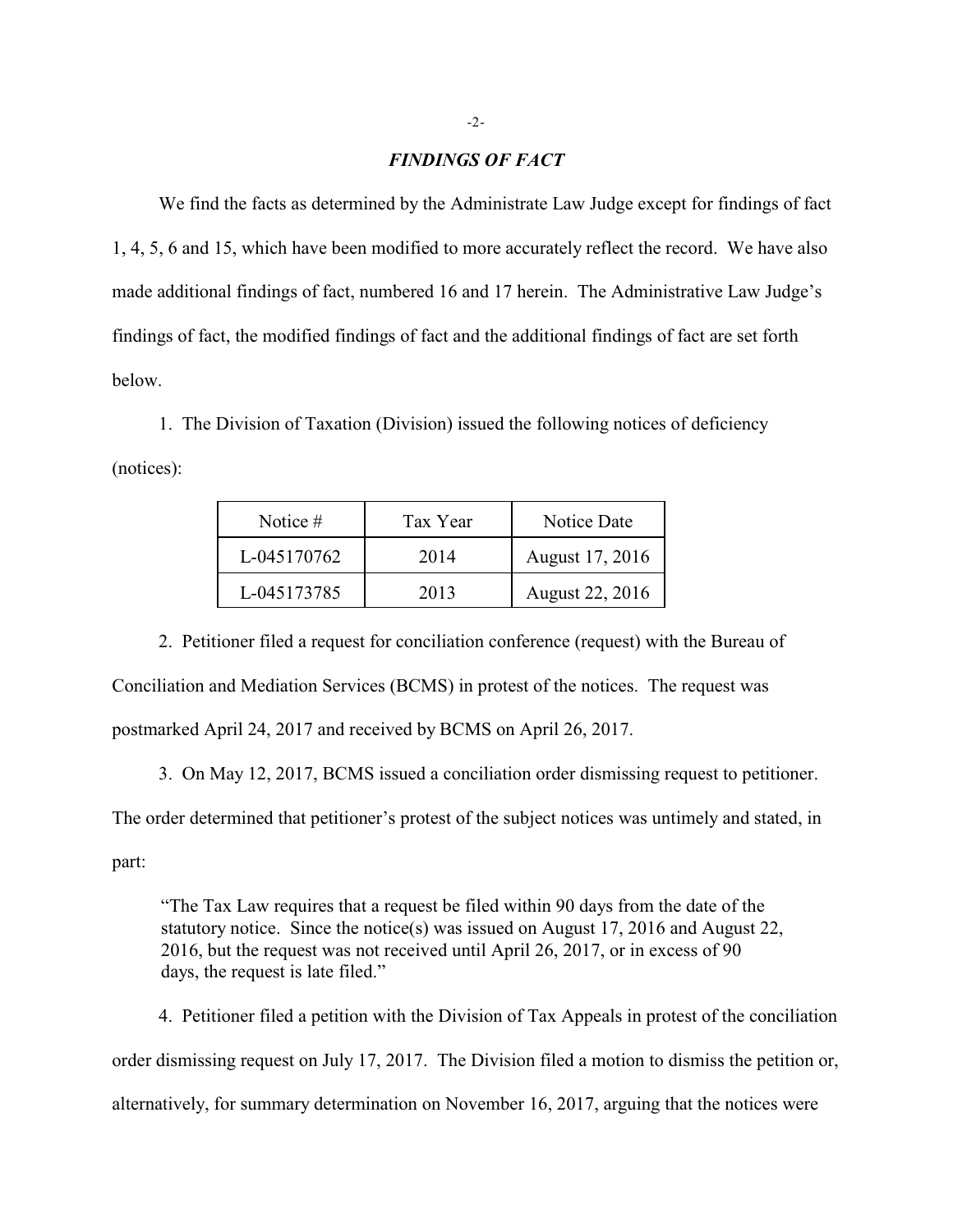## *FINDINGS OF FACT*

We find the facts as determined by the Administrate Law Judge except for findings of fact 1, 4, 5, 6 and 15, which have been modified to more accurately reflect the record. We have also made additional findings of fact, numbered 16 and 17 herein. The Administrative Law Judge's findings of fact, the modified findings of fact and the additional findings of fact are set forth below.

1. The Division of Taxation (Division) issued the following notices of deficiency (notices):

| Notice # | Tax Year | Notice Date |
|---|---|---|
| L-045170762 | 2014 | August 17, 2016 |
| L-045173785 | 2013 | August 22, 2016 |

2. Petitioner filed a request for conciliation conference (request) with the Bureau of Conciliation and Mediation Services (BCMS) in protest of the notices. The request was postmarked April 24, 2017 and received by BCMS on April 26, 2017.

3. On May 12, 2017, BCMS issued a conciliation order dismissing request to petitioner. The order determined that petitioner's protest of the subject notices was untimely and stated, in part:

> "The Tax Law requires that a request be filed within 90 days from the date of the statutory notice. Since the notice(s) was issued on August 17, 2016 and August 22, 2016, but the request was not received until April 26, 2017, or in excess of 90 days, the request is late filed."

4. Petitioner filed a petition with the Division of Tax Appeals in protest of the conciliation order dismissing request on July 17, 2017. The Division filed a motion to dismiss the petition or, alternatively, for summary determination on November 16, 2017, arguing that the notices were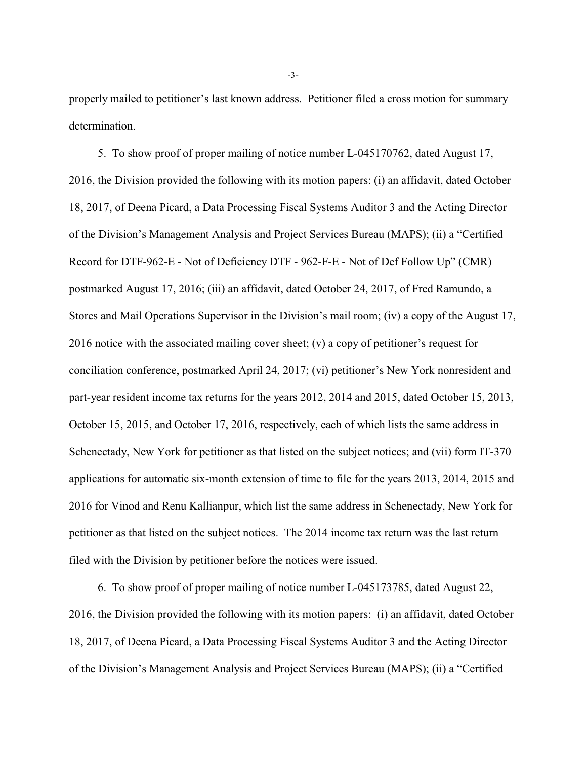properly mailed to petitioner's last known address. Petitioner filed a cross motion for summary determination.

5. To show proof of proper mailing of notice number L-045170762, dated August 17, 2016, the Division provided the following with its motion papers: (i) an affidavit, dated October 18, 2017, of Deena Picard, a Data Processing Fiscal Systems Auditor 3 and the Acting Director of the Division's Management Analysis and Project Services Bureau (MAPS); (ii) a "Certified Record for DTF-962-E - Not of Deficiency DTF - 962-F-E - Not of Def Follow Up" (CMR) postmarked August 17, 2016; (iii) an affidavit, dated October 24, 2017, of Fred Ramundo, a Stores and Mail Operations Supervisor in the Division's mail room; (iv) a copy of the August 17, 2016 notice with the associated mailing cover sheet; (v) a copy of petitioner's request for conciliation conference, postmarked April 24, 2017; (vi) petitioner's New York nonresident and part-year resident income tax returns for the years 2012, 2014 and 2015, dated October 15, 2013, October 15, 2015, and October 17, 2016, respectively, each of which lists the same address in Schenectady, New York for petitioner as that listed on the subject notices; and (vii) form IT-370 applications for automatic six-month extension of time to file for the years 2013, 2014, 2015 and 2016 for Vinod and Renu Kallianpur, which list the same address in Schenectady, New York for petitioner as that listed on the subject notices. The 2014 income tax return was the last return filed with the Division by petitioner before the notices were issued.

6. To show proof of proper mailing of notice number L-045173785, dated August 22, 2016, the Division provided the following with its motion papers: (i) an affidavit, dated October 18, 2017, of Deena Picard, a Data Processing Fiscal Systems Auditor 3 and the Acting Director of the Division's Management Analysis and Project Services Bureau (MAPS); (ii) a "Certified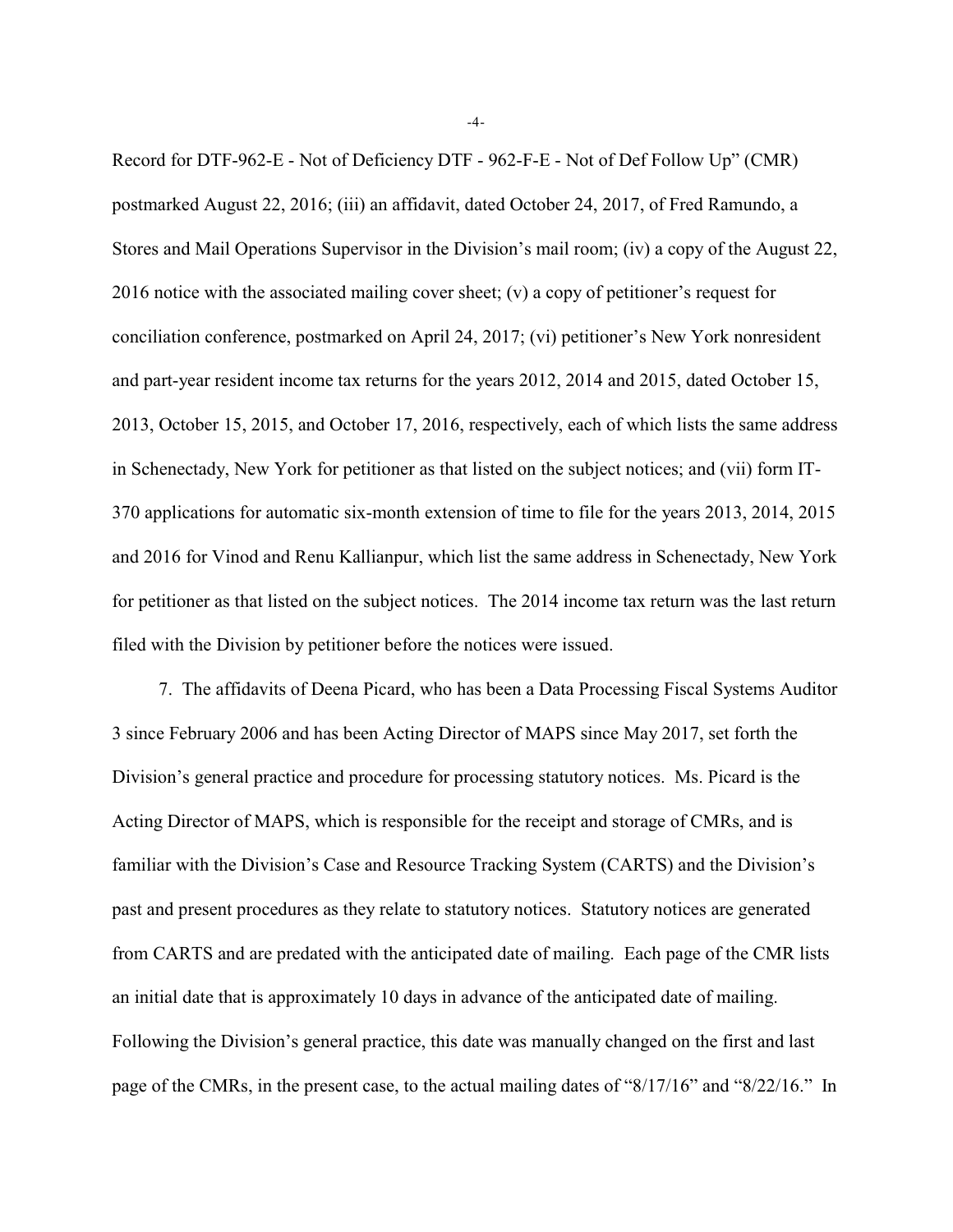Record for DTF-962-E - Not of Deficiency DTF - 962-F-E - Not of Def Follow Up" (CMR) postmarked August 22, 2016; (iii) an affidavit, dated October 24, 2017, of Fred Ramundo, a Stores and Mail Operations Supervisor in the Division's mail room; (iv) a copy of the August 22, 2016 notice with the associated mailing cover sheet; (v) a copy of petitioner's request for conciliation conference, postmarked on April 24, 2017; (vi) petitioner's New York nonresident and part-year resident income tax returns for the years 2012, 2014 and 2015, dated October 15, 2013, October 15, 2015, and October 17, 2016, respectively, each of which lists the same address in Schenectady, New York for petitioner as that listed on the subject notices; and (vii) form IT-370 applications for automatic six-month extension of time to file for the years 2013, 2014, 2015 and 2016 for Vinod and Renu Kallianpur, which list the same address in Schenectady, New York for petitioner as that listed on the subject notices. The 2014 income tax return was the last return filed with the Division by petitioner before the notices were issued.

7. The affidavits of Deena Picard, who has been a Data Processing Fiscal Systems Auditor 3 since February 2006 and has been Acting Director of MAPS since May 2017, set forth the Division's general practice and procedure for processing statutory notices. Ms. Picard is the Acting Director of MAPS, which is responsible for the receipt and storage of CMRs, and is familiar with the Division's Case and Resource Tracking System (CARTS) and the Division's past and present procedures as they relate to statutory notices. Statutory notices are generated from CARTS and are predated with the anticipated date of mailing. Each page of the CMR lists an initial date that is approximately 10 days in advance of the anticipated date of mailing. Following the Division's general practice, this date was manually changed on the first and last page of the CMRs, in the present case, to the actual mailing dates of "8/17/16" and "8/22/16." In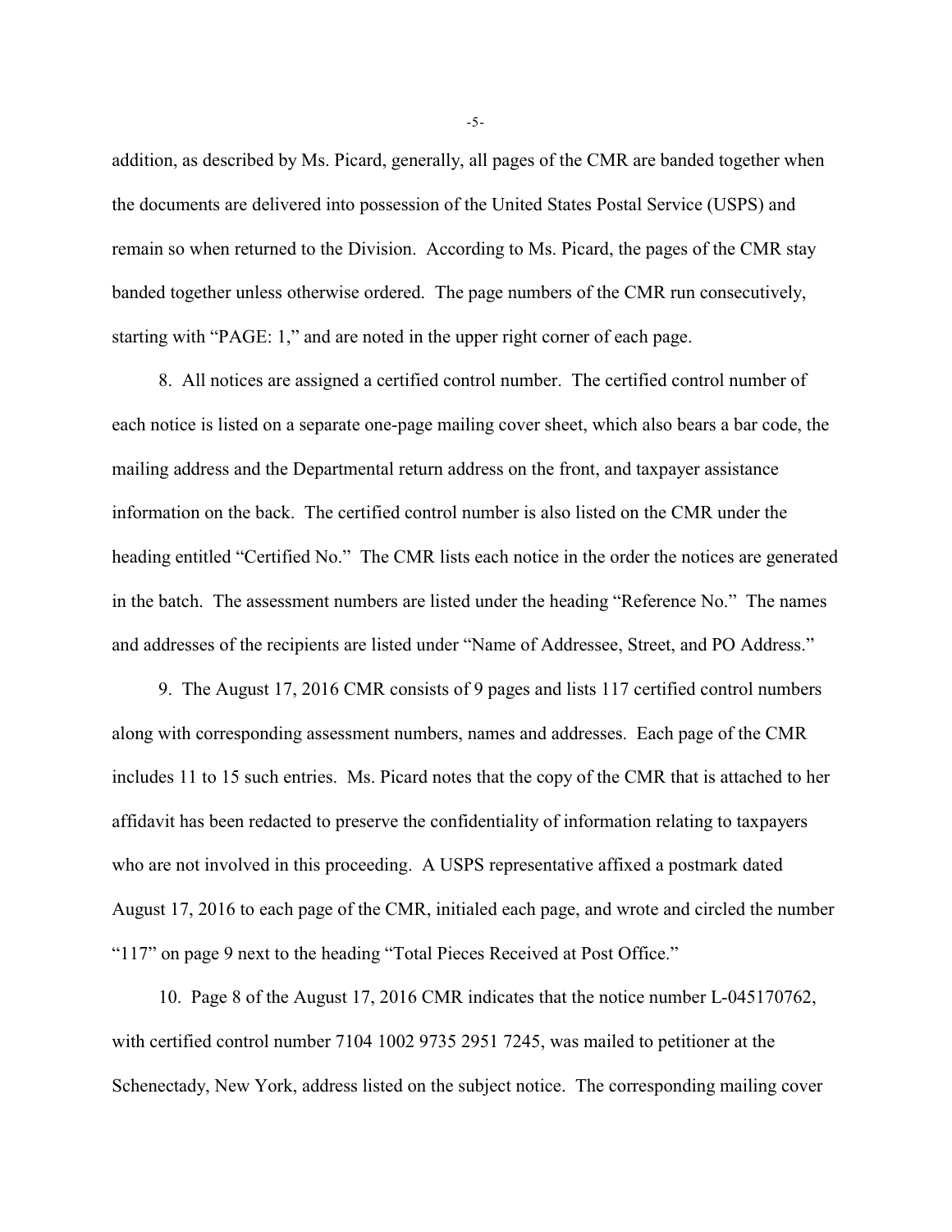addition, as described by Ms. Picard, generally, all pages of the CMR are banded together when the documents are delivered into possession of the United States Postal Service (USPS) and remain so when returned to the Division. According to Ms. Picard, the pages of the CMR stay banded together unless otherwise ordered. The page numbers of the CMR run consecutively, starting with "PAGE: 1," and are noted in the upper right corner of each page.

8. All notices are assigned a certified control number. The certified control number of each notice is listed on a separate one-page mailing cover sheet, which also bears a bar code, the mailing address and the Departmental return address on the front, and taxpayer assistance information on the back. The certified control number is also listed on the CMR under the heading entitled "Certified No." The CMR lists each notice in the order the notices are generated in the batch. The assessment numbers are listed under the heading "Reference No." The names and addresses of the recipients are listed under "Name of Addressee, Street, and PO Address."

9. The August 17, 2016 CMR consists of 9 pages and lists 117 certified control numbers along with corresponding assessment numbers, names and addresses. Each page of the CMR includes 11 to 15 such entries. Ms. Picard notes that the copy of the CMR that is attached to her affidavit has been redacted to preserve the confidentiality of information relating to taxpayers who are not involved in this proceeding. A USPS representative affixed a postmark dated August 17, 2016 to each page of the CMR, initialed each page, and wrote and circled the number "117" on page 9 next to the heading "Total Pieces Received at Post Office."

10. Page 8 of the August 17, 2016 CMR indicates that the notice number L-045170762, with certified control number 7104 1002 9735 2951 7245, was mailed to petitioner at the Schenectady, New York, address listed on the subject notice. The corresponding mailing cover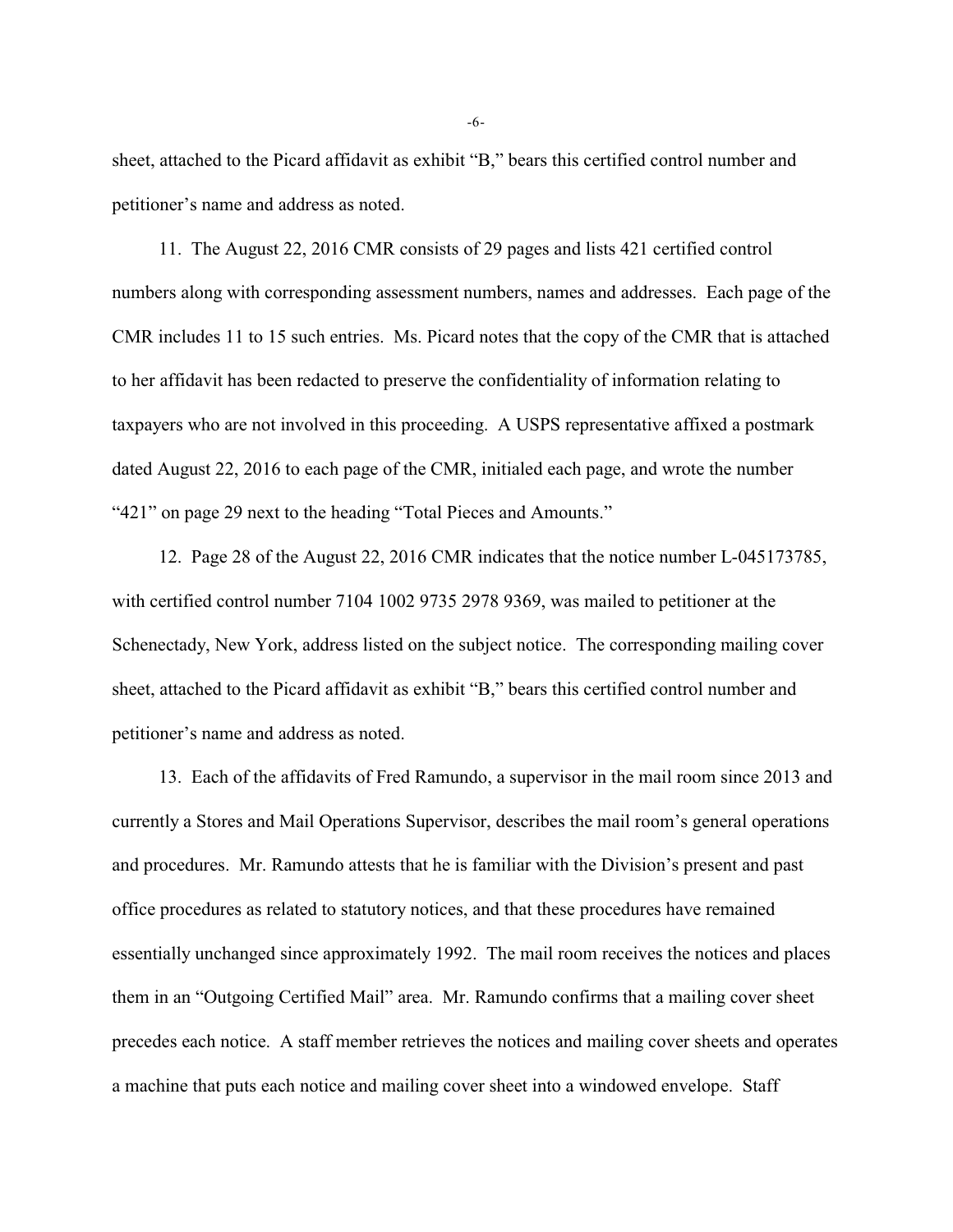sheet, attached to the Picard affidavit as exhibit "B," bears this certified control number and petitioner's name and address as noted.

11. The August 22, 2016 CMR consists of 29 pages and lists 421 certified control numbers along with corresponding assessment numbers, names and addresses. Each page of the CMR includes 11 to 15 such entries. Ms. Picard notes that the copy of the CMR that is attached to her affidavit has been redacted to preserve the confidentiality of information relating to taxpayers who are not involved in this proceeding. A USPS representative affixed a postmark dated August 22, 2016 to each page of the CMR, initialed each page, and wrote the number "421" on page 29 next to the heading "Total Pieces and Amounts."

12. Page 28 of the August 22, 2016 CMR indicates that the notice number L-045173785, with certified control number 7104 1002 9735 2978 9369, was mailed to petitioner at the Schenectady, New York, address listed on the subject notice. The corresponding mailing cover sheet, attached to the Picard affidavit as exhibit "B," bears this certified control number and petitioner's name and address as noted.

13. Each of the affidavits of Fred Ramundo, a supervisor in the mail room since 2013 and currently a Stores and Mail Operations Supervisor, describes the mail room's general operations and procedures. Mr. Ramundo attests that he is familiar with the Division's present and past office procedures as related to statutory notices, and that these procedures have remained essentially unchanged since approximately 1992. The mail room receives the notices and places them in an "Outgoing Certified Mail" area. Mr. Ramundo confirms that a mailing cover sheet precedes each notice. A staff member retrieves the notices and mailing cover sheets and operates a machine that puts each notice and mailing cover sheet into a windowed envelope. Staff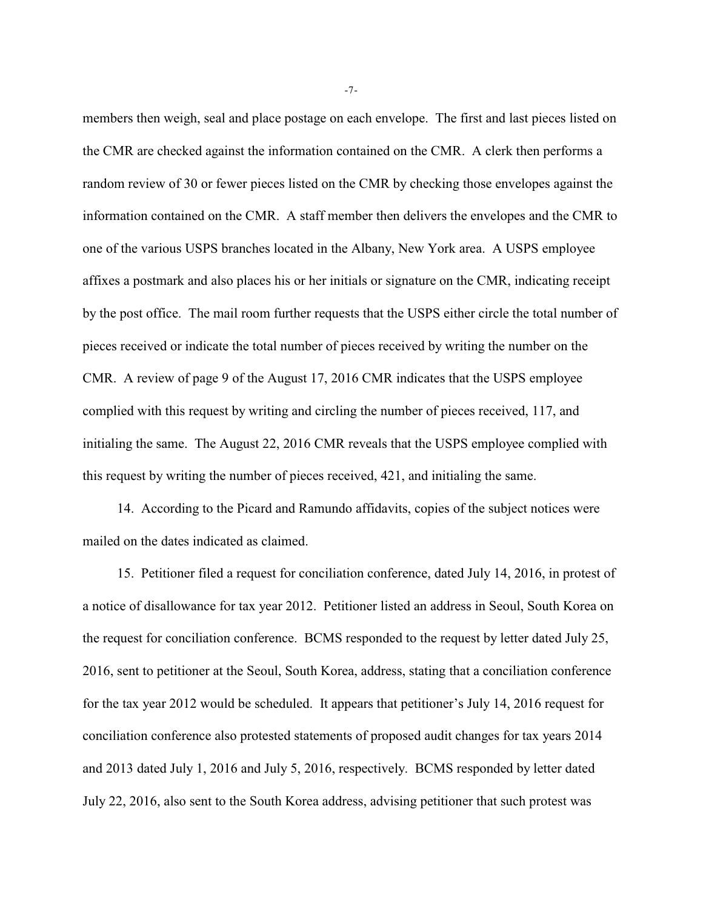members then weigh, seal and place postage on each envelope. The first and last pieces listed on the CMR are checked against the information contained on the CMR. A clerk then performs a random review of 30 or fewer pieces listed on the CMR by checking those envelopes against the information contained on the CMR. A staff member then delivers the envelopes and the CMR to one of the various USPS branches located in the Albany, New York area. A USPS employee affixes a postmark and also places his or her initials or signature on the CMR, indicating receipt by the post office. The mail room further requests that the USPS either circle the total number of pieces received or indicate the total number of pieces received by writing the number on the CMR. A review of page 9 of the August 17, 2016 CMR indicates that the USPS employee complied with this request by writing and circling the number of pieces received, 117, and initialing the same. The August 22, 2016 CMR reveals that the USPS employee complied with this request by writing the number of pieces received, 421, and initialing the same.

14. According to the Picard and Ramundo affidavits, copies of the subject notices were mailed on the dates indicated as claimed.

15. Petitioner filed a request for conciliation conference, dated July 14, 2016, in protest of a notice of disallowance for tax year 2012. Petitioner listed an address in Seoul, South Korea on the request for conciliation conference. BCMS responded to the request by letter dated July 25, 2016, sent to petitioner at the Seoul, South Korea, address, stating that a conciliation conference for the tax year 2012 would be scheduled. It appears that petitioner's July 14, 2016 request for conciliation conference also protested statements of proposed audit changes for tax years 2014 and 2013 dated July 1, 2016 and July 5, 2016, respectively. BCMS responded by letter dated July 22, 2016, also sent to the South Korea address, advising petitioner that such protest was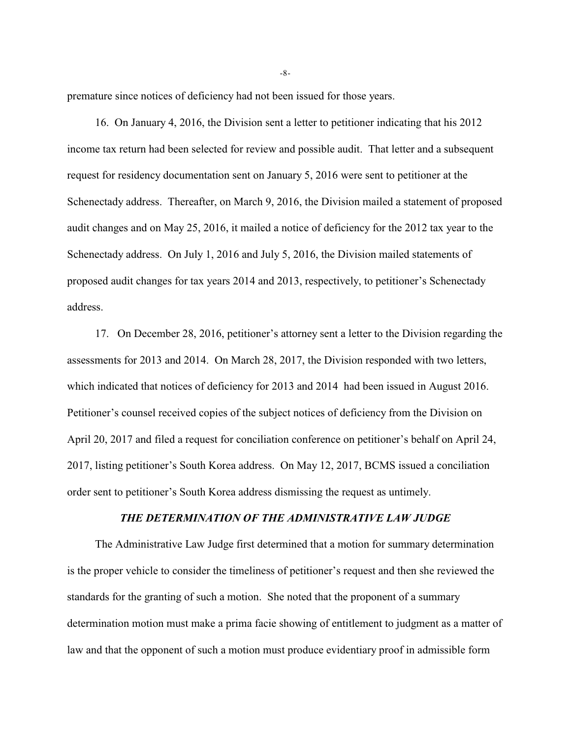premature since notices of deficiency had not been issued for those years.

16. On January 4, 2016, the Division sent a letter to petitioner indicating that his 2012 income tax return had been selected for review and possible audit. That letter and a subsequent request for residency documentation sent on January 5, 2016 were sent to petitioner at the Schenectady address. Thereafter, on March 9, 2016, the Division mailed a statement of proposed audit changes and on May 25, 2016, it mailed a notice of deficiency for the 2012 tax year to the Schenectady address. On July 1, 2016 and July 5, 2016, the Division mailed statements of proposed audit changes for tax years 2014 and 2013, respectively, to petitioner's Schenectady address.

17. On December 28, 2016, petitioner's attorney sent a letter to the Division regarding the assessments for 2013 and 2014. On March 28, 2017, the Division responded with two letters, which indicated that notices of deficiency for 2013 and 2014 had been issued in August 2016. Petitioner's counsel received copies of the subject notices of deficiency from the Division on April 20, 2017 and filed a request for conciliation conference on petitioner's behalf on April 24, 2017, listing petitioner's South Korea address. On May 12, 2017, BCMS issued a conciliation order sent to petitioner's South Korea address dismissing the request as untimely.

### *THE DETERMINATION OF THE ADMINISTRATIVE LAW JUDGE*

The Administrative Law Judge first determined that a motion for summary determination is the proper vehicle to consider the timeliness of petitioner's request and then she reviewed the standards for the granting of such a motion. She noted that the proponent of a summary determination motion must make a prima facie showing of entitlement to judgment as a matter of law and that the opponent of such a motion must produce evidentiary proof in admissible form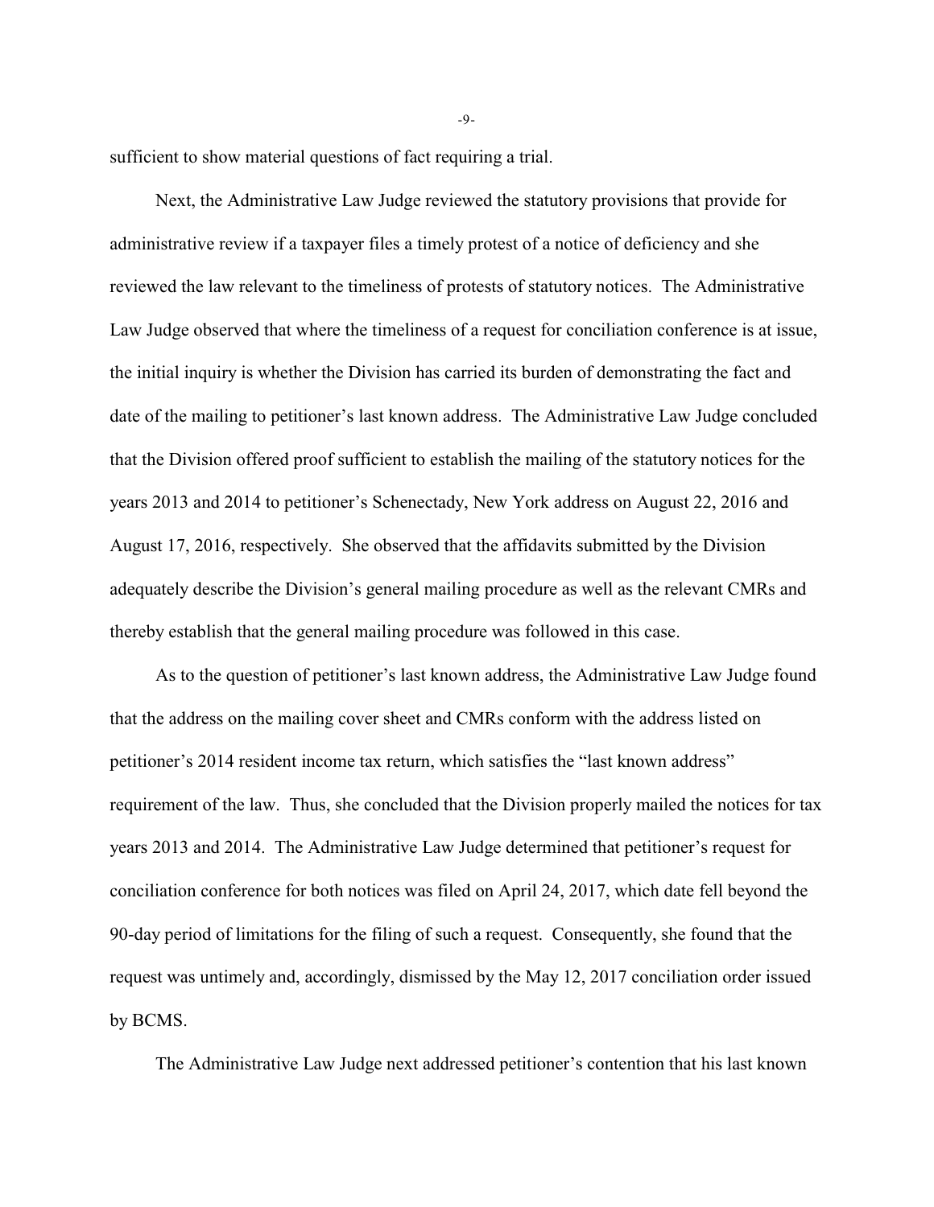sufficient to show material questions of fact requiring a trial.

Next, the Administrative Law Judge reviewed the statutory provisions that provide for administrative review if a taxpayer files a timely protest of a notice of deficiency and she reviewed the law relevant to the timeliness of protests of statutory notices. The Administrative Law Judge observed that where the timeliness of a request for conciliation conference is at issue, the initial inquiry is whether the Division has carried its burden of demonstrating the fact and date of the mailing to petitioner's last known address. The Administrative Law Judge concluded that the Division offered proof sufficient to establish the mailing of the statutory notices for the years 2013 and 2014 to petitioner's Schenectady, New York address on August 22, 2016 and August 17, 2016, respectively. She observed that the affidavits submitted by the Division adequately describe the Division's general mailing procedure as well as the relevant CMRs and thereby establish that the general mailing procedure was followed in this case.

As to the question of petitioner's last known address, the Administrative Law Judge found that the address on the mailing cover sheet and CMRs conform with the address listed on petitioner's 2014 resident income tax return, which satisfies the "last known address" requirement of the law. Thus, she concluded that the Division properly mailed the notices for tax years 2013 and 2014. The Administrative Law Judge determined that petitioner's request for conciliation conference for both notices was filed on April 24, 2017, which date fell beyond the 90-day period of limitations for the filing of such a request. Consequently, she found that the request was untimely and, accordingly, dismissed by the May 12, 2017 conciliation order issued by BCMS.

The Administrative Law Judge next addressed petitioner's contention that his last known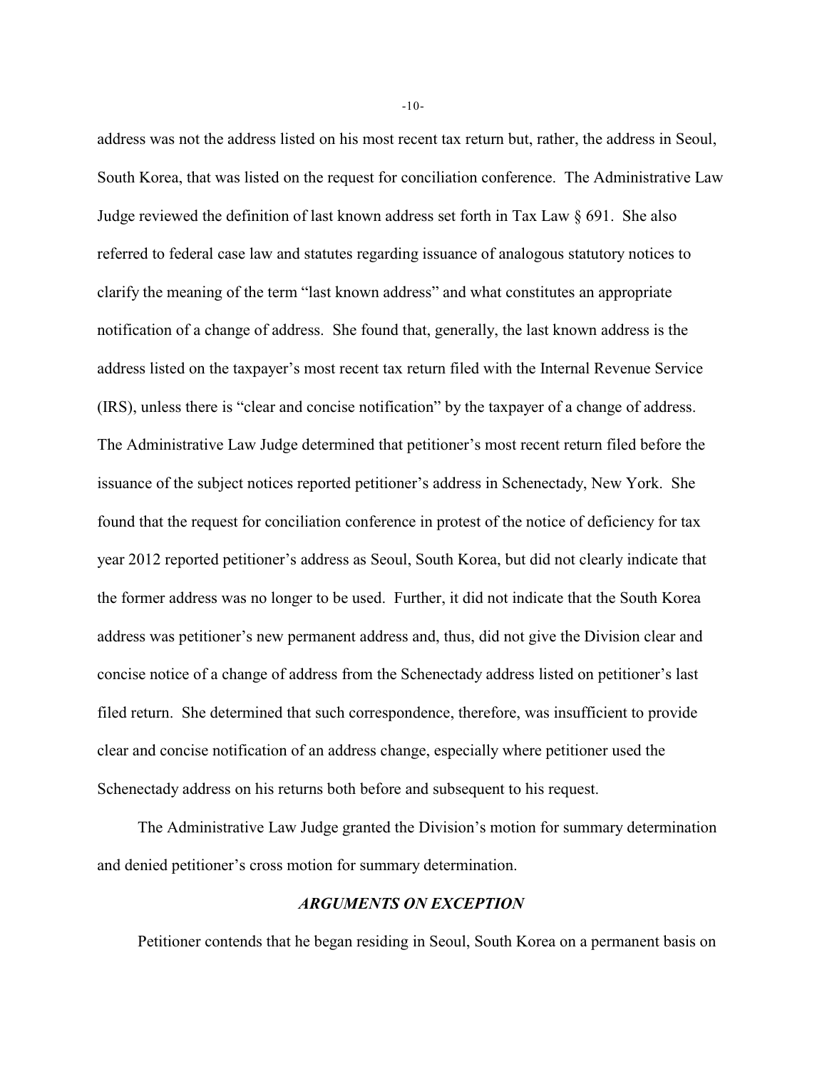address was not the address listed on his most recent tax return but, rather, the address in Seoul, South Korea, that was listed on the request for conciliation conference. The Administrative Law Judge reviewed the definition of last known address set forth in Tax Law § 691. She also referred to federal case law and statutes regarding issuance of analogous statutory notices to clarify the meaning of the term "last known address" and what constitutes an appropriate notification of a change of address. She found that, generally, the last known address is the address listed on the taxpayer's most recent tax return filed with the Internal Revenue Service (IRS), unless there is "clear and concise notification" by the taxpayer of a change of address. The Administrative Law Judge determined that petitioner's most recent return filed before the issuance of the subject notices reported petitioner's address in Schenectady, New York. She found that the request for conciliation conference in protest of the notice of deficiency for tax year 2012 reported petitioner's address as Seoul, South Korea, but did not clearly indicate that the former address was no longer to be used. Further, it did not indicate that the South Korea address was petitioner's new permanent address and, thus, did not give the Division clear and concise notice of a change of address from the Schenectady address listed on petitioner's last filed return. She determined that such correspondence, therefore, was insufficient to provide clear and concise notification of an address change, especially where petitioner used the Schenectady address on his returns both before and subsequent to his request.

The Administrative Law Judge granted the Division's motion for summary determination and denied petitioner's cross motion for summary determination.

### *ARGUMENTS ON EXCEPTION*

Petitioner contends that he began residing in Seoul, South Korea on a permanent basis on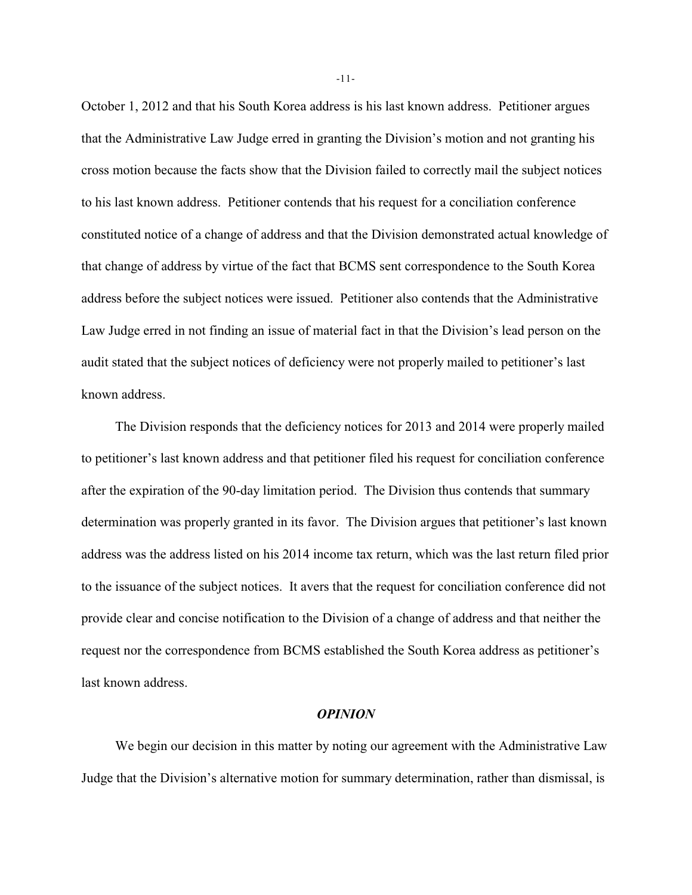October 1, 2012 and that his South Korea address is his last known address. Petitioner argues that the Administrative Law Judge erred in granting the Division's motion and not granting his cross motion because the facts show that the Division failed to correctly mail the subject notices to his last known address. Petitioner contends that his request for a conciliation conference constituted notice of a change of address and that the Division demonstrated actual knowledge of that change of address by virtue of the fact that BCMS sent correspondence to the South Korea address before the subject notices were issued. Petitioner also contends that the Administrative Law Judge erred in not finding an issue of material fact in that the Division's lead person on the audit stated that the subject notices of deficiency were not properly mailed to petitioner's last known address.

The Division responds that the deficiency notices for 2013 and 2014 were properly mailed to petitioner's last known address and that petitioner filed his request for conciliation conference after the expiration of the 90-day limitation period. The Division thus contends that summary determination was properly granted in its favor. The Division argues that petitioner's last known address was the address listed on his 2014 income tax return, which was the last return filed prior to the issuance of the subject notices. It avers that the request for conciliation conference did not provide clear and concise notification to the Division of a change of address and that neither the request nor the correspondence from BCMS established the South Korea address as petitioner's last known address.

## *OPINION*

We begin our decision in this matter by noting our agreement with the Administrative Law Judge that the Division's alternative motion for summary determination, rather than dismissal, is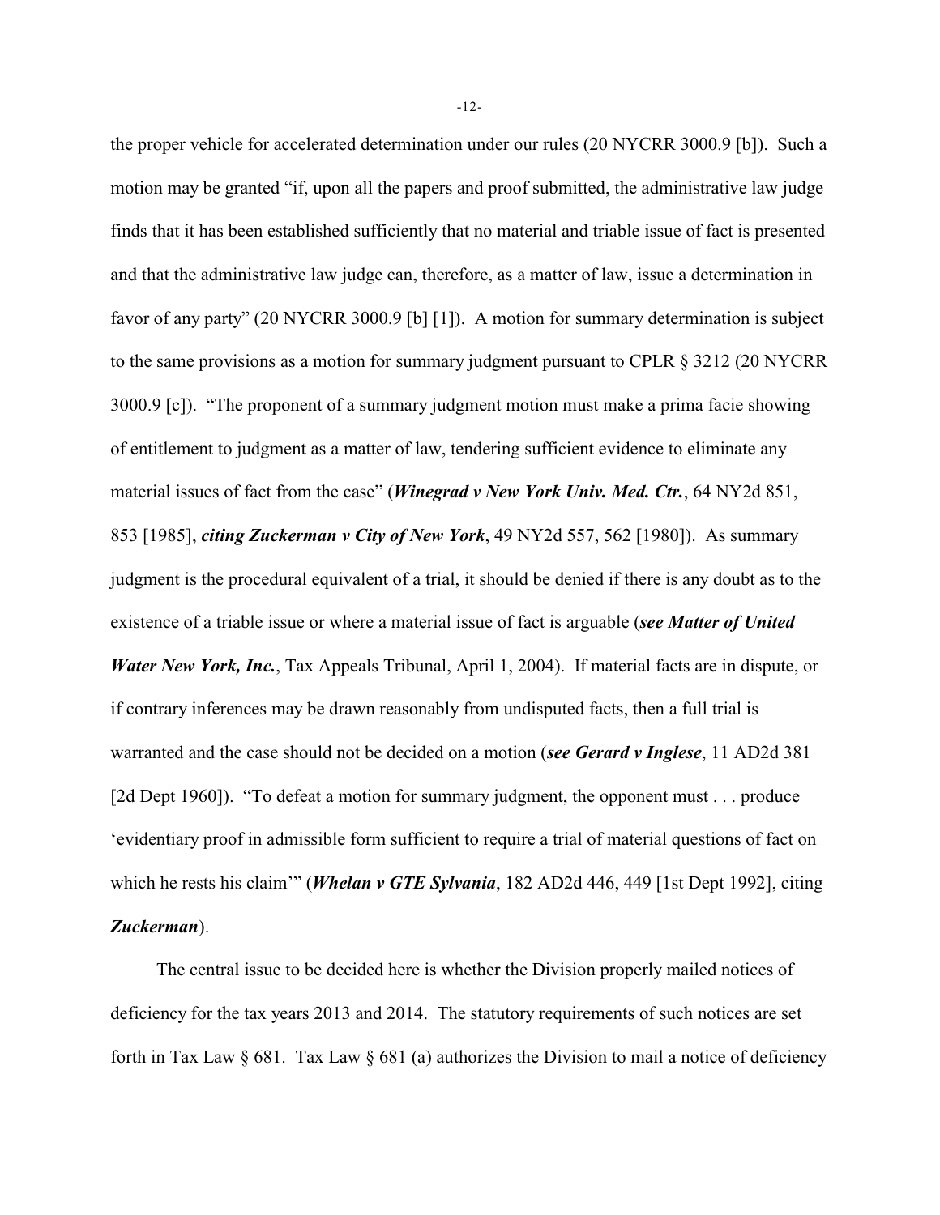the proper vehicle for accelerated determination under our rules (20 NYCRR 3000.9 [b]). Such a motion may be granted "if, upon all the papers and proof submitted, the administrative law judge finds that it has been established sufficiently that no material and triable issue of fact is presented and that the administrative law judge can, therefore, as a matter of law, issue a determination in favor of any party" (20 NYCRR 3000.9 [b] [1]). A motion for summary determination is subject to the same provisions as a motion for summary judgment pursuant to CPLR § 3212 (20 NYCRR 3000.9 [c]). "The proponent of a summary judgment motion must make a prima facie showing of entitlement to judgment as a matter of law, tendering sufficient evidence to eliminate any material issues of fact from the case" (***Winegrad v New York Univ. Med. Ctr.***, 64 NY2d 851, 853 [1985], ***citing Zuckerman v City of New York***, 49 NY2d 557, 562 [1980]). As summary judgment is the procedural equivalent of a trial, it should be denied if there is any doubt as to the existence of a triable issue or where a material issue of fact is arguable (***see Matter of United Water New York, Inc.***, Tax Appeals Tribunal, April 1, 2004). If material facts are in dispute, or if contrary inferences may be drawn reasonably from undisputed facts, then a full trial is warranted and the case should not be decided on a motion (***see Gerard v Inglese***, 11 AD2d 381 [2d Dept 1960]). "To defeat a motion for summary judgment, the opponent must . . . produce 'evidentiary proof in admissible form sufficient to require a trial of material questions of fact on which he rests his claim'" (***Whelan v GTE Sylvania***, 182 AD2d 446, 449 [1st Dept 1992], citing ***Zuckerman***).

The central issue to be decided here is whether the Division properly mailed notices of deficiency for the tax years 2013 and 2014. The statutory requirements of such notices are set forth in Tax Law § 681. Tax Law § 681 (a) authorizes the Division to mail a notice of deficiency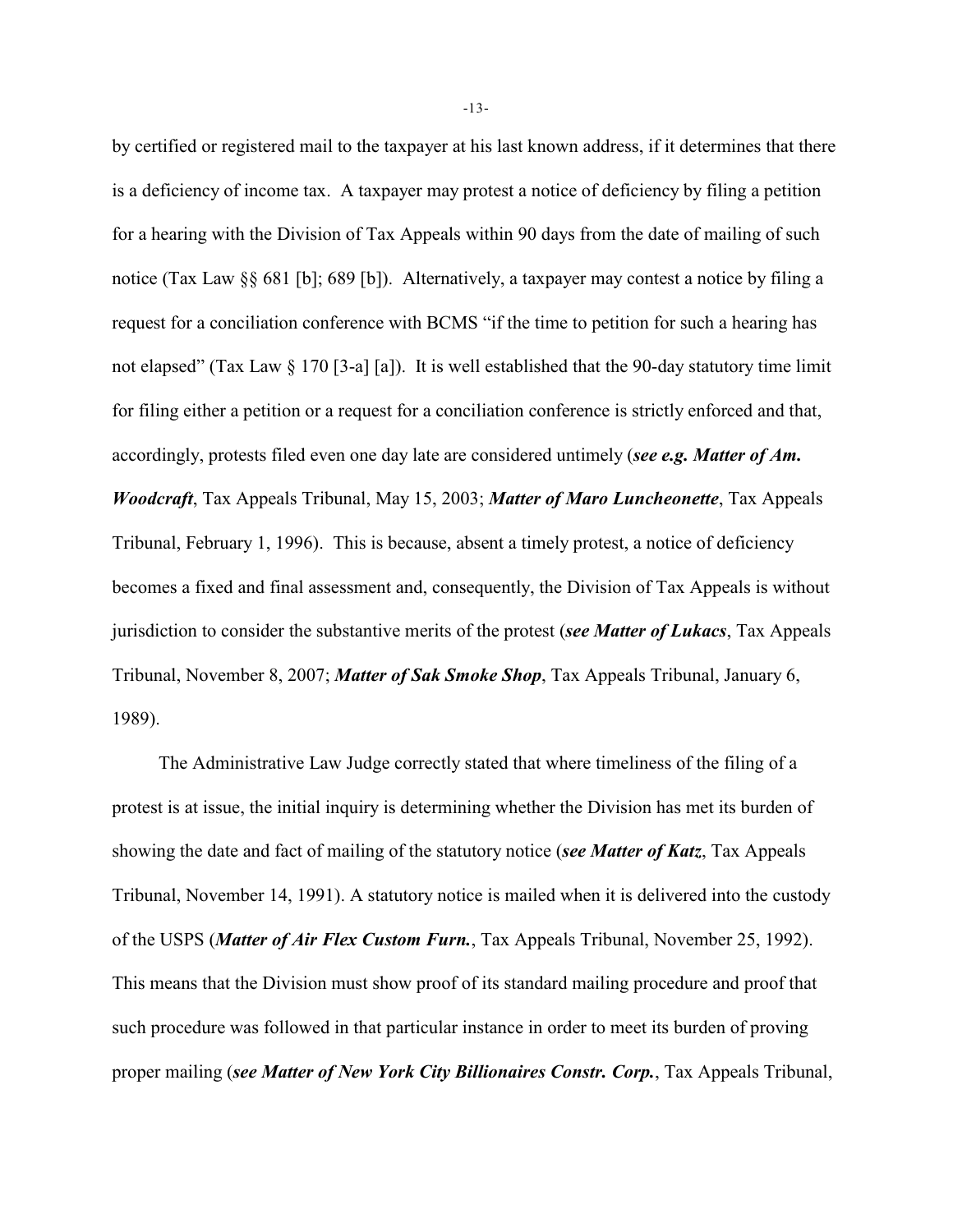by certified or registered mail to the taxpayer at his last known address, if it determines that there is a deficiency of income tax. A taxpayer may protest a notice of deficiency by filing a petition for a hearing with the Division of Tax Appeals within 90 days from the date of mailing of such notice (Tax Law §§ 681 [b]; 689 [b]). Alternatively, a taxpayer may contest a notice by filing a request for a conciliation conference with BCMS "if the time to petition for such a hearing has not elapsed" (Tax Law § 170 [3-a] [a]). It is well established that the 90-day statutory time limit for filing either a petition or a request for a conciliation conference is strictly enforced and that, accordingly, protests filed even one day late are considered untimely (***see e.g. Matter of Am. Woodcraft***, Tax Appeals Tribunal, May 15, 2003; ***Matter of Maro Luncheonette***, Tax Appeals Tribunal, February 1, 1996). This is because, absent a timely protest, a notice of deficiency becomes a fixed and final assessment and, consequently, the Division of Tax Appeals is without jurisdiction to consider the substantive merits of the protest (***see Matter of Lukacs***, Tax Appeals Tribunal, November 8, 2007; ***Matter of Sak Smoke Shop***, Tax Appeals Tribunal, January 6, 1989).

The Administrative Law Judge correctly stated that where timeliness of the filing of a protest is at issue, the initial inquiry is determining whether the Division has met its burden of showing the date and fact of mailing of the statutory notice (***see Matter of Katz***, Tax Appeals Tribunal, November 14, 1991). A statutory notice is mailed when it is delivered into the custody of the USPS (***Matter of Air Flex Custom Furn.***, Tax Appeals Tribunal, November 25, 1992). This means that the Division must show proof of its standard mailing procedure and proof that such procedure was followed in that particular instance in order to meet its burden of proving proper mailing (***see Matter of New York City Billionaires Constr. Corp.***, Tax Appeals Tribunal,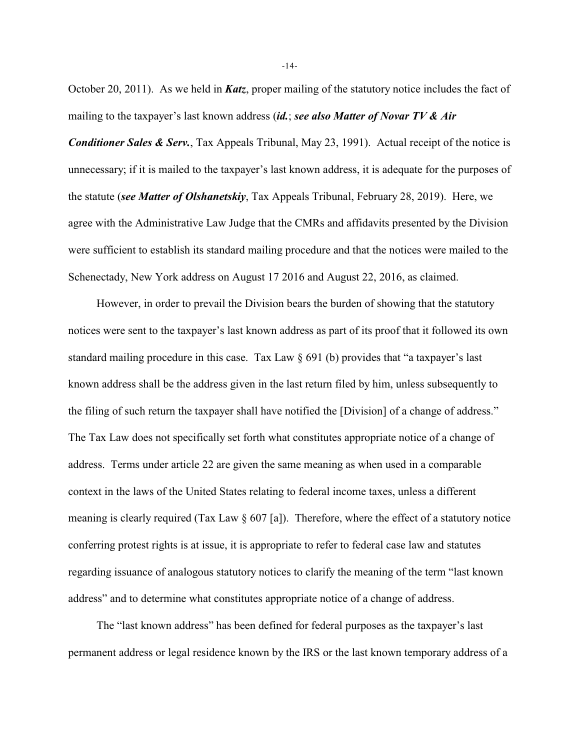October 20, 2011). As we held in ***Katz***, proper mailing of the statutory notice includes the fact of mailing to the taxpayer's last known address (***id.***; ***see also Matter of Novar TV & Air Conditioner Sales & Serv.***, Tax Appeals Tribunal, May 23, 1991). Actual receipt of the notice is unnecessary; if it is mailed to the taxpayer's last known address, it is adequate for the purposes of the statute (***see Matter of Olshanetskiy***, Tax Appeals Tribunal, February 28, 2019). Here, we agree with the Administrative Law Judge that the CMRs and affidavits presented by the Division were sufficient to establish its standard mailing procedure and that the notices were mailed to the Schenectady, New York address on August 17 2016 and August 22, 2016, as claimed.

However, in order to prevail the Division bears the burden of showing that the statutory notices were sent to the taxpayer's last known address as part of its proof that it followed its own standard mailing procedure in this case. Tax Law § 691 (b) provides that "a taxpayer's last known address shall be the address given in the last return filed by him, unless subsequently to the filing of such return the taxpayer shall have notified the [Division] of a change of address." The Tax Law does not specifically set forth what constitutes appropriate notice of a change of address. Terms under article 22 are given the same meaning as when used in a comparable context in the laws of the United States relating to federal income taxes, unless a different meaning is clearly required (Tax Law § 607 [a]). Therefore, where the effect of a statutory notice conferring protest rights is at issue, it is appropriate to refer to federal case law and statutes regarding issuance of analogous statutory notices to clarify the meaning of the term "last known address" and to determine what constitutes appropriate notice of a change of address.

The "last known address" has been defined for federal purposes as the taxpayer's last permanent address or legal residence known by the IRS or the last known temporary address of a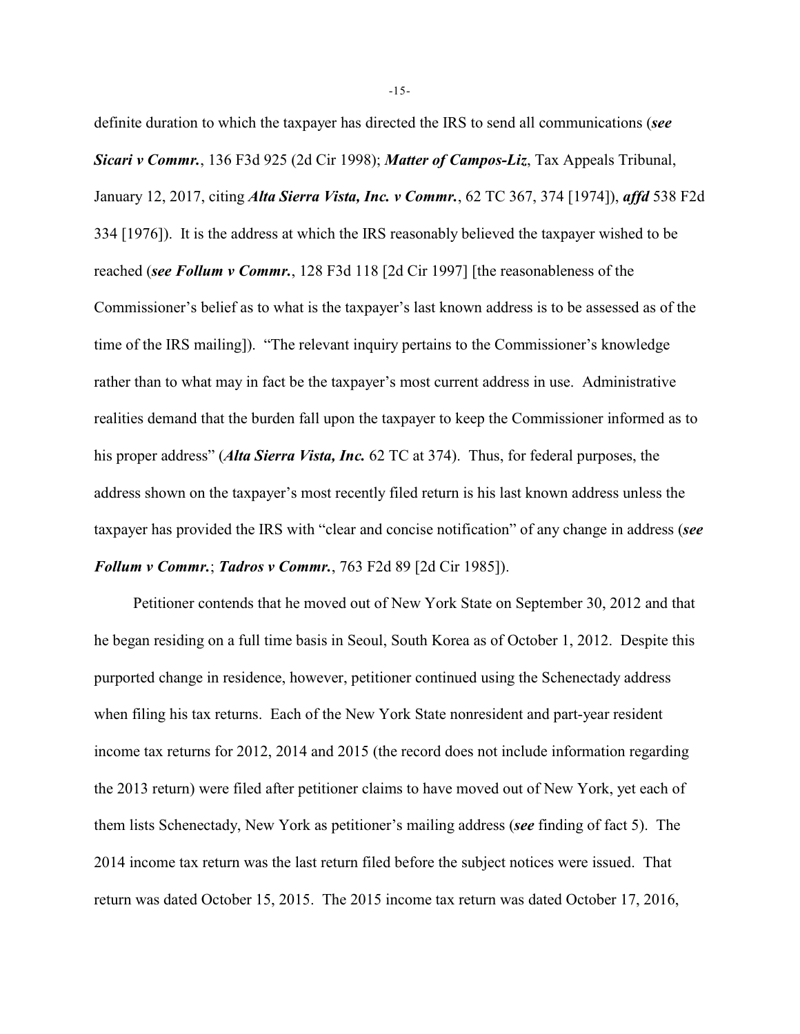definite duration to which the taxpayer has directed the IRS to send all communications (***see Sicari v Commr.***, 136 F3d 925 (2d Cir 1998); ***Matter of Campos-Liz***, Tax Appeals Tribunal, January 12, 2017, citing ***Alta Sierra Vista, Inc. v Commr.***, 62 TC 367, 374 [1974]), ***affd*** 538 F2d 334 [1976]). It is the address at which the IRS reasonably believed the taxpayer wished to be reached (***see Follum v Commr.***, 128 F3d 118 [2d Cir 1997] [the reasonableness of the Commissioner's belief as to what is the taxpayer's last known address is to be assessed as of the time of the IRS mailing]). "The relevant inquiry pertains to the Commissioner's knowledge rather than to what may in fact be the taxpayer's most current address in use. Administrative realities demand that the burden fall upon the taxpayer to keep the Commissioner informed as to his proper address" (***Alta Sierra Vista, Inc.*** 62 TC at 374). Thus, for federal purposes, the address shown on the taxpayer's most recently filed return is his last known address unless the taxpayer has provided the IRS with "clear and concise notification" of any change in address (***see Follum v Commr.***; ***Tadros v Commr.***, 763 F2d 89 [2d Cir 1985]).

Petitioner contends that he moved out of New York State on September 30, 2012 and that he began residing on a full time basis in Seoul, South Korea as of October 1, 2012. Despite this purported change in residence, however, petitioner continued using the Schenectady address when filing his tax returns. Each of the New York State nonresident and part-year resident income tax returns for 2012, 2014 and 2015 (the record does not include information regarding the 2013 return) were filed after petitioner claims to have moved out of New York, yet each of them lists Schenectady, New York as petitioner's mailing address (***see*** finding of fact 5). The 2014 income tax return was the last return filed before the subject notices were issued. That return was dated October 15, 2015. The 2015 income tax return was dated October 17, 2016,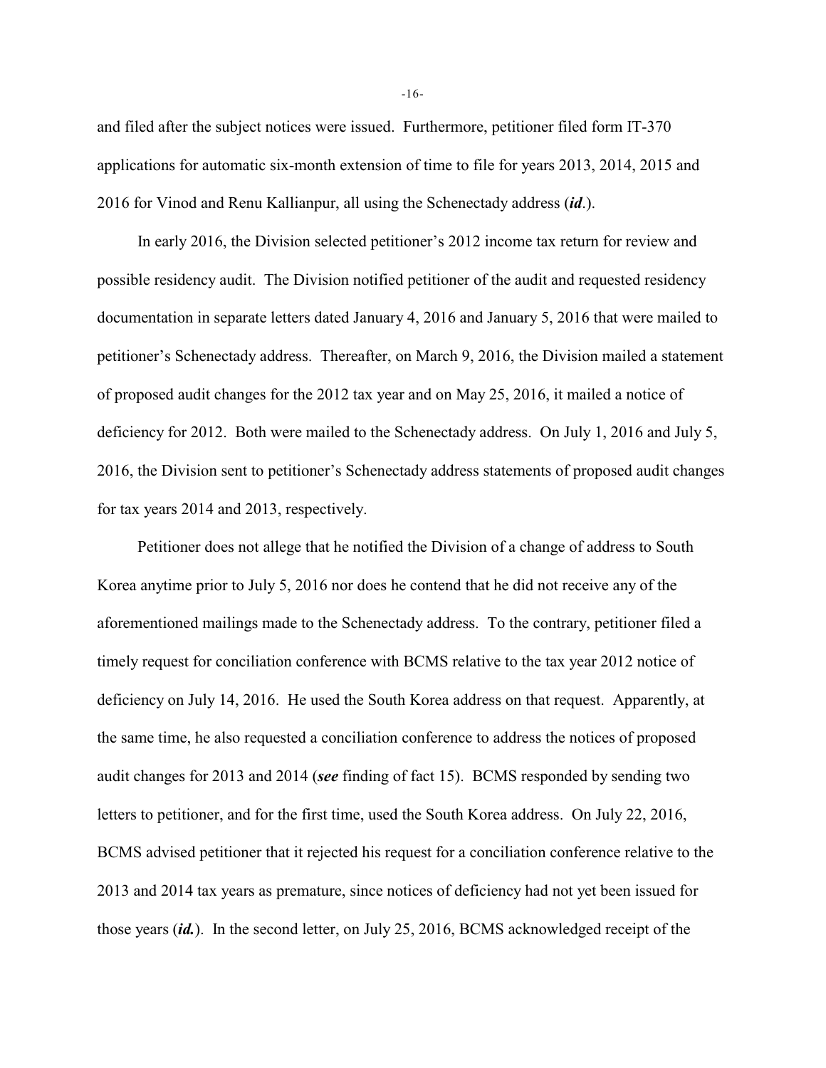and filed after the subject notices were issued. Furthermore, petitioner filed form IT-370 applications for automatic six-month extension of time to file for years 2013, 2014, 2015 and 2016 for Vinod and Renu Kallianpur, all using the Schenectady address (***id***.).

In early 2016, the Division selected petitioner's 2012 income tax return for review and possible residency audit. The Division notified petitioner of the audit and requested residency documentation in separate letters dated January 4, 2016 and January 5, 2016 that were mailed to petitioner's Schenectady address. Thereafter, on March 9, 2016, the Division mailed a statement of proposed audit changes for the 2012 tax year and on May 25, 2016, it mailed a notice of deficiency for 2012. Both were mailed to the Schenectady address. On July 1, 2016 and July 5, 2016, the Division sent to petitioner's Schenectady address statements of proposed audit changes for tax years 2014 and 2013, respectively.

Petitioner does not allege that he notified the Division of a change of address to South Korea anytime prior to July 5, 2016 nor does he contend that he did not receive any of the aforementioned mailings made to the Schenectady address. To the contrary, petitioner filed a timely request for conciliation conference with BCMS relative to the tax year 2012 notice of deficiency on July 14, 2016. He used the South Korea address on that request. Apparently, at the same time, he also requested a conciliation conference to address the notices of proposed audit changes for 2013 and 2014 (***see*** finding of fact 15). BCMS responded by sending two letters to petitioner, and for the first time, used the South Korea address. On July 22, 2016, BCMS advised petitioner that it rejected his request for a conciliation conference relative to the 2013 and 2014 tax years as premature, since notices of deficiency had not yet been issued for those years (***id.***). In the second letter, on July 25, 2016, BCMS acknowledged receipt of the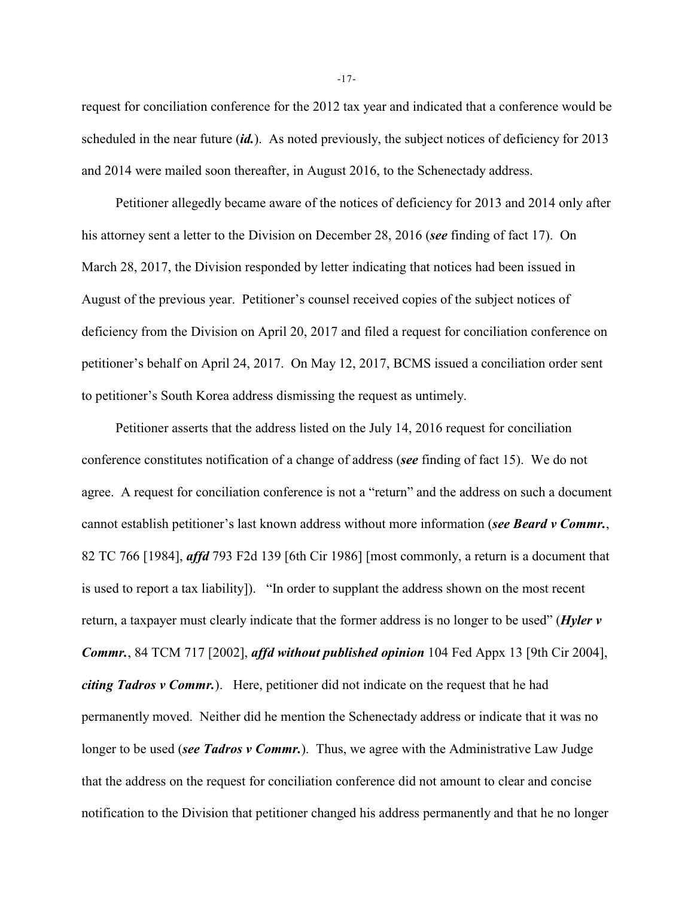request for conciliation conference for the 2012 tax year and indicated that a conference would be scheduled in the near future (***id.***). As noted previously, the subject notices of deficiency for 2013 and 2014 were mailed soon thereafter, in August 2016, to the Schenectady address.

Petitioner allegedly became aware of the notices of deficiency for 2013 and 2014 only after his attorney sent a letter to the Division on December 28, 2016 (***see*** finding of fact 17). On March 28, 2017, the Division responded by letter indicating that notices had been issued in August of the previous year. Petitioner's counsel received copies of the subject notices of deficiency from the Division on April 20, 2017 and filed a request for conciliation conference on petitioner's behalf on April 24, 2017. On May 12, 2017, BCMS issued a conciliation order sent to petitioner's South Korea address dismissing the request as untimely.

Petitioner asserts that the address listed on the July 14, 2016 request for conciliation conference constitutes notification of a change of address (***see*** finding of fact 15). We do not agree. A request for conciliation conference is not a "return" and the address on such a document cannot establish petitioner's last known address without more information (***see Beard v Commr.***, 82 TC 766 [1984], ***affd*** 793 F2d 139 [6th Cir 1986] [most commonly, a return is a document that is used to report a tax liability]). "In order to supplant the address shown on the most recent return, a taxpayer must clearly indicate that the former address is no longer to be used" (***Hyler v Commr.***, 84 TCM 717 [2002], ***affd without published opinion*** 104 Fed Appx 13 [9th Cir 2004], ***citing Tadros v Commr.***). Here, petitioner did not indicate on the request that he had permanently moved. Neither did he mention the Schenectady address or indicate that it was no longer to be used (***see Tadros v Commr.***). Thus, we agree with the Administrative Law Judge that the address on the request for conciliation conference did not amount to clear and concise notification to the Division that petitioner changed his address permanently and that he no longer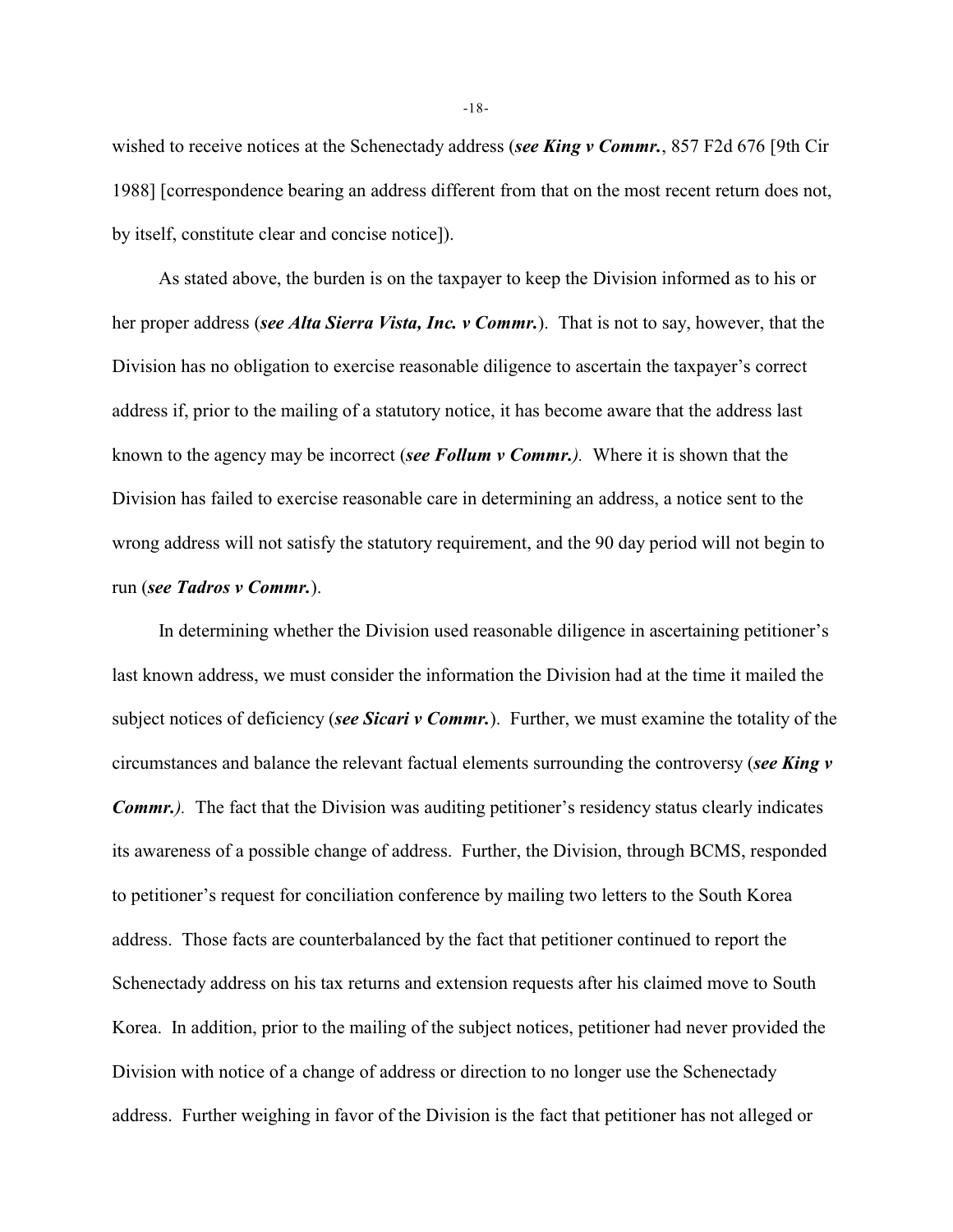wished to receive notices at the Schenectady address (***see King v Commr.***, 857 F2d 676 [9th Cir 1988] [correspondence bearing an address different from that on the most recent return does not, by itself, constitute clear and concise notice]).

As stated above, the burden is on the taxpayer to keep the Division informed as to his or her proper address (***see Alta Sierra Vista, Inc. v Commr.***). That is not to say, however, that the Division has no obligation to exercise reasonable diligence to ascertain the taxpayer's correct address if, prior to the mailing of a statutory notice, it has become aware that the address last known to the agency may be incorrect (***see Follum v Commr.).*** Where it is shown that the Division has failed to exercise reasonable care in determining an address, a notice sent to the wrong address will not satisfy the statutory requirement, and the 90 day period will not begin to run (***see Tadros v Commr.***).

In determining whether the Division used reasonable diligence in ascertaining petitioner's last known address, we must consider the information the Division had at the time it mailed the subject notices of deficiency (***see Sicari v Commr.***). Further, we must examine the totality of the circumstances and balance the relevant factual elements surrounding the controversy (***see King v Commr.).*** The fact that the Division was auditing petitioner's residency status clearly indicates its awareness of a possible change of address. Further, the Division, through BCMS, responded to petitioner's request for conciliation conference by mailing two letters to the South Korea address. Those facts are counterbalanced by the fact that petitioner continued to report the Schenectady address on his tax returns and extension requests after his claimed move to South Korea. In addition, prior to the mailing of the subject notices, petitioner had never provided the Division with notice of a change of address or direction to no longer use the Schenectady address. Further weighing in favor of the Division is the fact that petitioner has not alleged or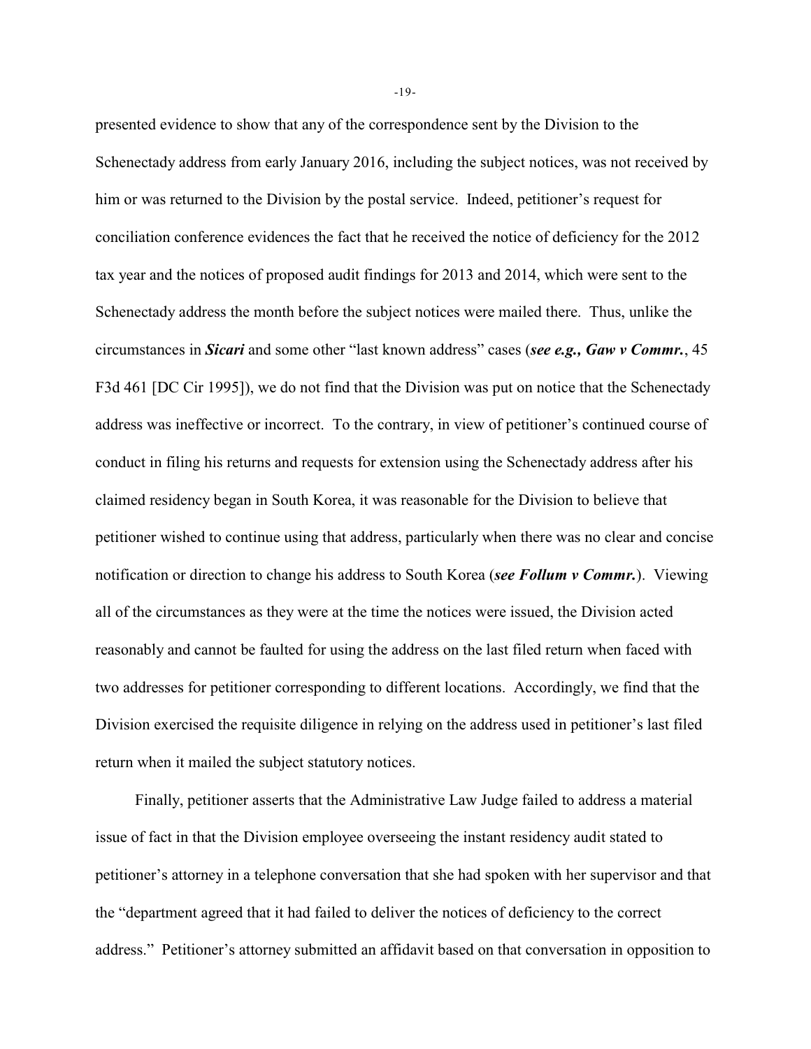presented evidence to show that any of the correspondence sent by the Division to the Schenectady address from early January 2016, including the subject notices, was not received by him or was returned to the Division by the postal service. Indeed, petitioner's request for conciliation conference evidences the fact that he received the notice of deficiency for the 2012 tax year and the notices of proposed audit findings for 2013 and 2014, which were sent to the Schenectady address the month before the subject notices were mailed there. Thus, unlike the circumstances in ***Sicari*** and some other "last known address" cases (***see e.g., Gaw v Commr.***, 45 F3d 461 [DC Cir 1995]), we do not find that the Division was put on notice that the Schenectady address was ineffective or incorrect. To the contrary, in view of petitioner's continued course of conduct in filing his returns and requests for extension using the Schenectady address after his claimed residency began in South Korea, it was reasonable for the Division to believe that petitioner wished to continue using that address, particularly when there was no clear and concise notification or direction to change his address to South Korea (***see Follum v Commr.***). Viewing all of the circumstances as they were at the time the notices were issued, the Division acted reasonably and cannot be faulted for using the address on the last filed return when faced with two addresses for petitioner corresponding to different locations. Accordingly, we find that the Division exercised the requisite diligence in relying on the address used in petitioner's last filed return when it mailed the subject statutory notices.

Finally, petitioner asserts that the Administrative Law Judge failed to address a material issue of fact in that the Division employee overseeing the instant residency audit stated to petitioner's attorney in a telephone conversation that she had spoken with her supervisor and that the "department agreed that it had failed to deliver the notices of deficiency to the correct address." Petitioner's attorney submitted an affidavit based on that conversation in opposition to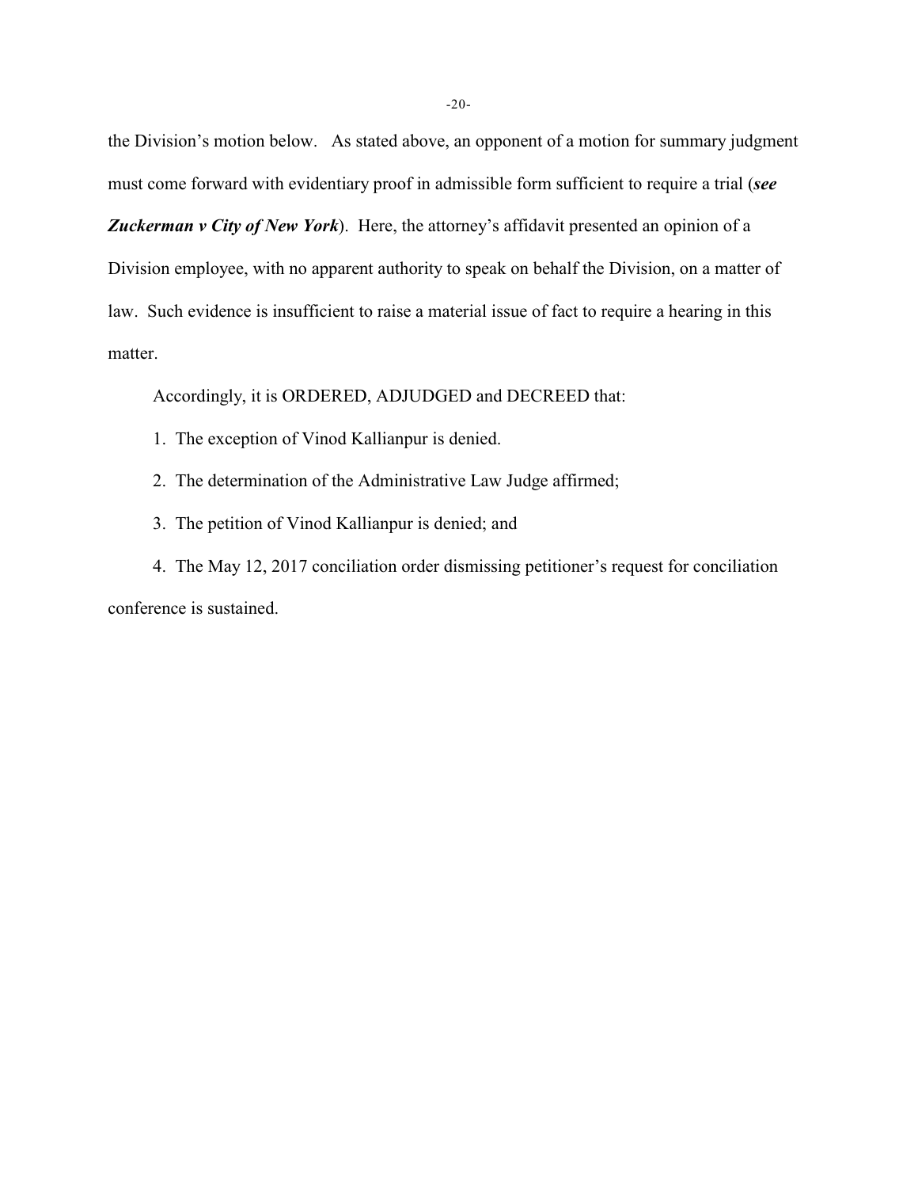the Division's motion below. As stated above, an opponent of a motion for summary judgment must come forward with evidentiary proof in admissible form sufficient to require a trial (***see Zuckerman v City of New York***). Here, the attorney's affidavit presented an opinion of a Division employee, with no apparent authority to speak on behalf the Division, on a matter of law. Such evidence is insufficient to raise a material issue of fact to require a hearing in this matter.

Accordingly, it is ORDERED, ADJUDGED and DECREED that:

1. The exception of Vinod Kallianpur is denied.

2. The determination of the Administrative Law Judge affirmed;

3. The petition of Vinod Kallianpur is denied; and

4. The May 12, 2017 conciliation order dismissing petitioner's request for conciliation conference is sustained.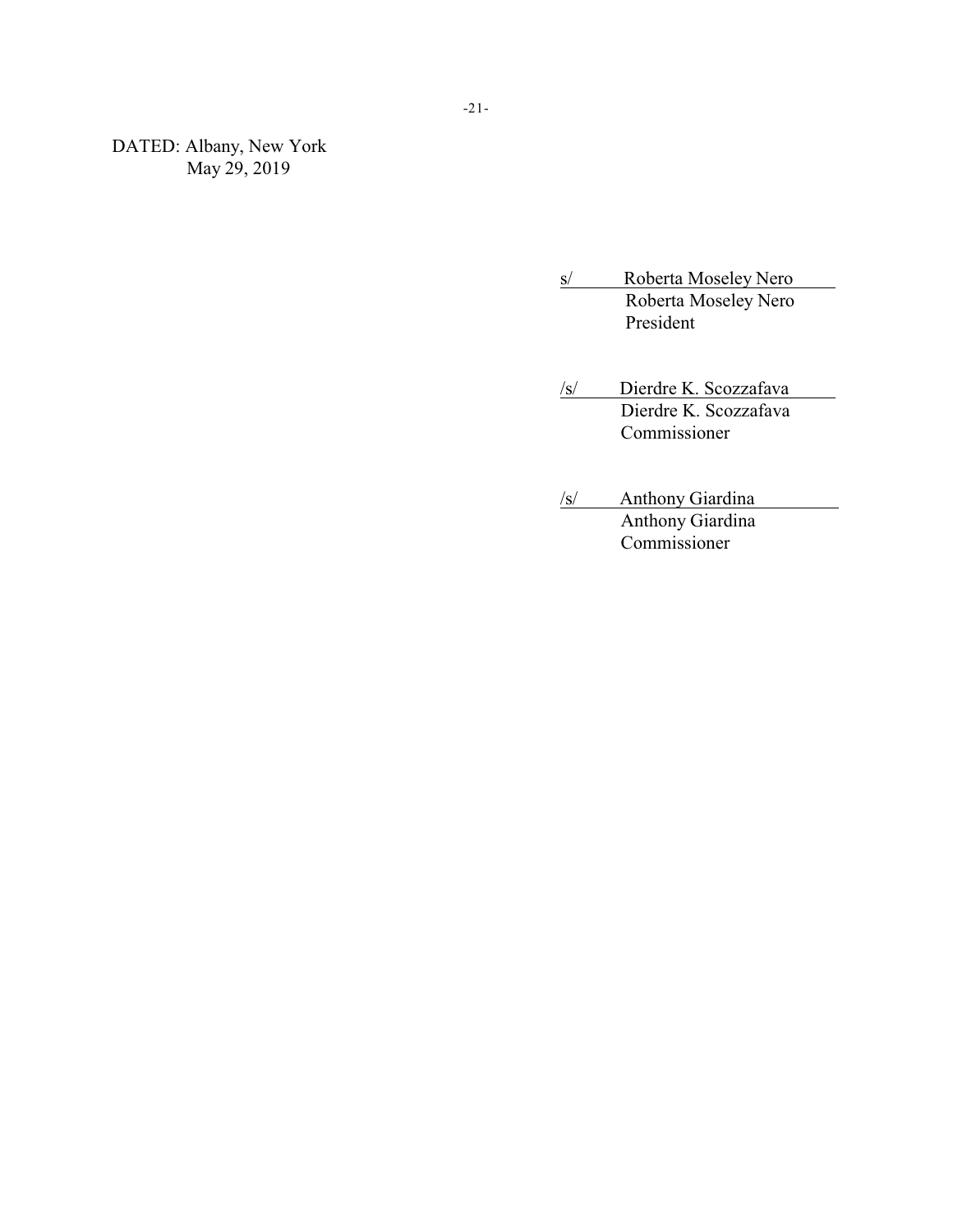DATED: Albany, New York
May 29, 2019

s/ Roberta Moseley Nero
Roberta Moseley Nero
President

/s/ Dierdre K. Scozzafava
Dierdre K. Scozzafava
Commissioner

/s/ Anthony Giardina
Anthony Giardina
Commissioner